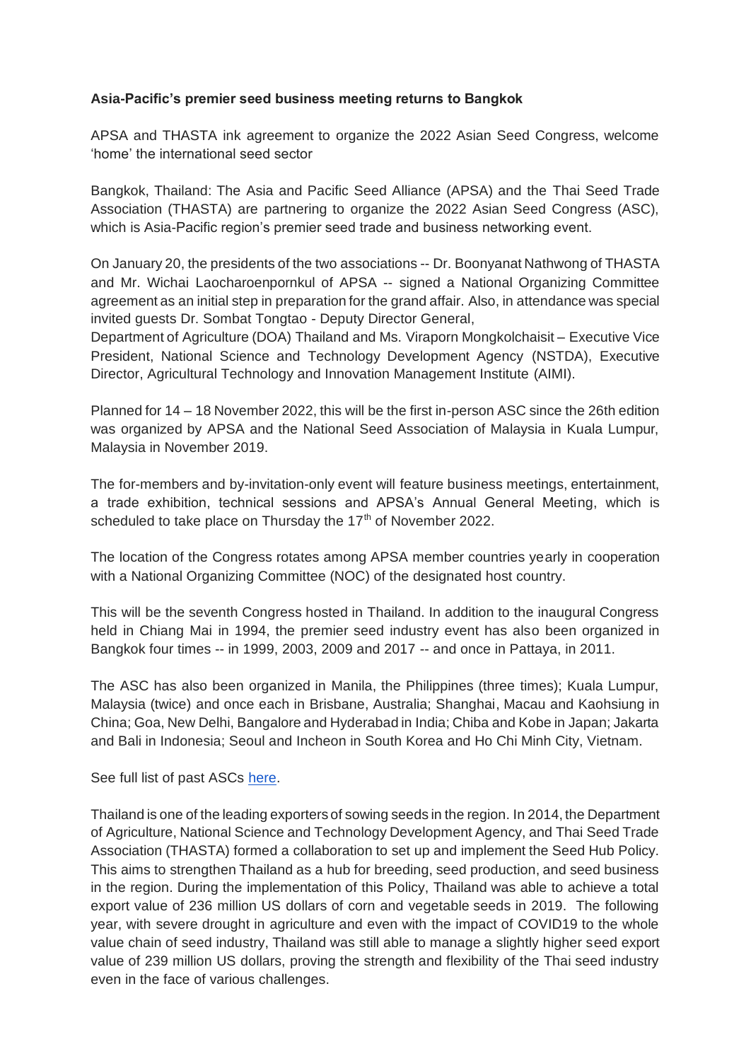**Asia-Pacific's premier seed business meeting returns to Bangkok**

APSA and THASTA ink agreement to organize the 2022 Asian Seed Congress, welcome 'home' the international seed sector

Bangkok, Thailand: The Asia and Pacific Seed Alliance (APSA) and the Thai Seed Trade Association (THASTA) are partnering to organize the 2022 Asian Seed Congress (ASC), which is Asia-Pacific region's premier seed trade and business networking event.

On January 20, the presidents of the two associations -- Dr. Boonyanat Nathwong of THASTA and Mr. Wichai Laocharoenpornkul of APSA -- signed a National Organizing Committee agreement as an initial step in preparation for the grand affair. Also, in attendance was special invited guests Dr. Sombat Tongtao - Deputy Director General, Department of Agriculture (DOA) Thailand and Ms. Viraporn Mongkolchaisit – Executive Vice President, National Science and Technology Development Agency (NSTDA), Executive Director, Agricultural Technology and Innovation Management Institute (AIMI).

Planned for 14 – 18 November 2022, this will be the first in-person ASC since the 26th edition was organized by APSA and the National Seed Association of Malaysia in Kuala Lumpur, Malaysia in November 2019.

The for-members and by-invitation-only event will feature business meetings, entertainment, a trade exhibition, technical sessions and APSA's Annual General Meeting, which is scheduled to take place on Thursday the 17th of November 2022.

The location of the Congress rotates among APSA member countries yearly in cooperation with a National Organizing Committee (NOC) of the designated host country.

This will be the seventh Congress hosted in Thailand. In addition to the inaugural Congress held in Chiang Mai in 1994, the premier seed industry event has also been organized in Bangkok four times -- in 1999, 2003, 2009 and 2017 -- and once in Pattaya, in 2011.

The ASC has also been organized in Manila, the Philippines (three times); Kuala Lumpur, Malaysia (twice) and once each in Brisbane, Australia; Shanghai, Macau and Kaohsiung in China; Goa, New Delhi, Bangalore and Hyderabad in India; Chiba and Kobe in Japan; Jakarta and Bali in Indonesia; Seoul and Incheon in South Korea and Ho Chi Minh City, Vietnam.

See full list of past ASCs here.

Thailand is one of the leading exporters of sowing seeds in the region. In 2014, the Department of Agriculture, National Science and Technology Development Agency, and Thai Seed Trade Association (THASTA) formed a collaboration to set up and implement the Seed Hub Policy. This aims to strengthen Thailand as a hub for breeding, seed production, and seed business in the region. During the implementation of this Policy, Thailand was able to achieve a total export value of 236 million US dollars of corn and vegetable seeds in 2019. The following year, with severe drought in agriculture and even with the impact of COVID19 to the whole value chain of seed industry, Thailand was still able to manage a slightly higher seed export value of 239 million US dollars, proving the strength and flexibility of the Thai seed industry even in the face of various challenges.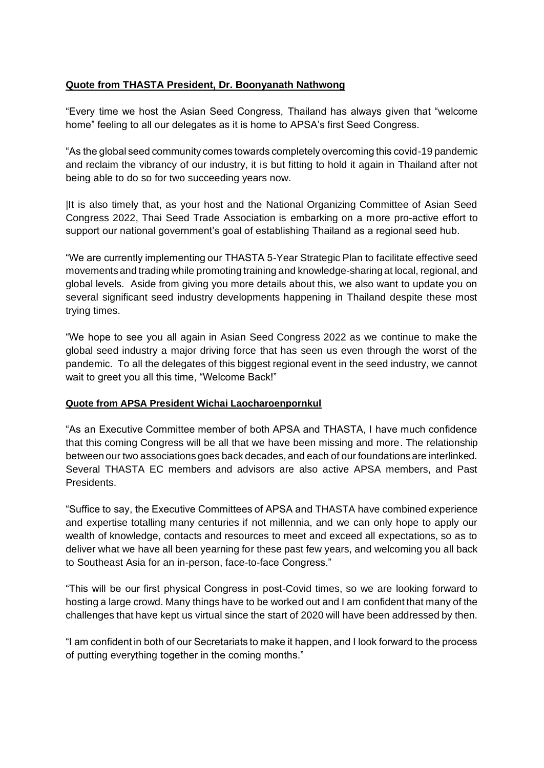**Quote from THASTA President, Dr. Boonyanath Nathwong**

"Every time we host the Asian Seed Congress, Thailand has always given that "welcome home" feeling to all our delegates as it is home to APSA's first Seed Congress.

"As the global seed community comes towards completely overcoming this covid-19 pandemic and reclaim the vibrancy of our industry, it is but fitting to hold it again in Thailand after not being able to do so for two succeeding years now.

|It is also timely that, as your host and the National Organizing Committee of Asian Seed Congress 2022, Thai Seed Trade Association is embarking on a more pro-active effort to support our national government's goal of establishing Thailand as a regional seed hub.

"We are currently implementing our THASTA 5-Year Strategic Plan to facilitate effective seed movements and trading while promoting training and knowledge-sharing at local, regional, and global levels. Aside from giving you more details about this, we also want to update you on several significant seed industry developments happening in Thailand despite these most trying times.

"We hope to see you all again in Asian Seed Congress 2022 as we continue to make the global seed industry a major driving force that has seen us even through the worst of the pandemic. To all the delegates of this biggest regional event in the seed industry, we cannot wait to greet you all this time, "Welcome Back!"

**Quote from APSA President Wichai Laocharoenpornkul**

"As an Executive Committee member of both APSA and THASTA, I have much confidence that this coming Congress will be all that we have been missing and more. The relationship between our two associations goes back decades, and each of our foundations are interlinked. Several THASTA EC members and advisors are also active APSA members, and Past Presidents.

"Suffice to say, the Executive Committees of APSA and THASTA have combined experience and expertise totalling many centuries if not millennia, and we can only hope to apply our wealth of knowledge, contacts and resources to meet and exceed all expectations, so as to deliver what we have all been yearning for these past few years, and welcoming you all back to Southeast Asia for an in-person, face-to-face Congress."

"This will be our first physical Congress in post-Covid times, so we are looking forward to hosting a large crowd. Many things have to be worked out and I am confident that many of the challenges that have kept us virtual since the start of 2020 will have been addressed by then.

"I am confident in both of our Secretariats to make it happen, and I look forward to the process of putting everything together in the coming months."